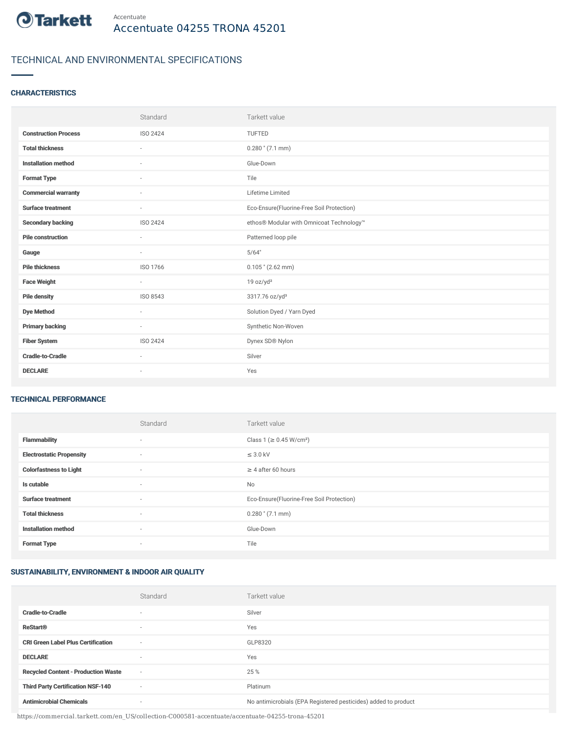Accentuate

# Accentuate 04255 TRONA 45201

## TECHNICAL AND ENVIRONMENTAL SPECIFICATIONS

### CHARACTERISTICS

| | Standard | Tarkett value |
|---|---|---|
| **Construction Process** | ISO 2424 | TUFTED |
| **Total thickness** | - | 0.280 " (7.1 mm) |
| **Installation method** | - | Glue-Down |
| **Format Type** | - | Tile |
| **Commercial warranty** | - | Lifetime Limited |
| **Surface treatment** | - | Eco-Ensure(Fluorine-Free Soil Protection) |
| **Secondary backing** | ISO 2424 | ethos® Modular with Omnicoat Technology™ |
| **Pile construction** | - | Patterned loop pile |
| **Gauge** | - | 5/64" |
| **Pile thickness** | ISO 1766 | 0.105 " (2.62 mm) |
| **Face Weight** | - | 19 oz/yd² |
| **Pile density** | ISO 8543 | 3317.76 oz/yd³ |
| **Dye Method** | - | Solution Dyed / Yarn Dyed |
| **Primary backing** | - | Synthetic Non-Woven |
| **Fiber System** | ISO 2424 | Dynex SD® Nylon |
| **Cradle-to-Cradle** | - | Silver |
| **DECLARE** | - | Yes |

### TECHNICAL PERFORMANCE

| | Standard | Tarkett value |
|---|---|---|
| **Flammability** | - | Class 1 (≥ 0.45 W/cm²) |
| **Electrostatic Propensity** | - | ≤ 3.0 kV |
| **Colorfastness to Light** | - | ≥ 4 after 60 hours |
| **Is cutable** | - | No |
| **Surface treatment** | - | Eco-Ensure(Fluorine-Free Soil Protection) |
| **Total thickness** | - | 0.280 " (7.1 mm) |
| **Installation method** | - | Glue-Down |
| **Format Type** | - | Tile |

### SUSTAINABILITY, ENVIRONMENT & INDOOR AIR QUALITY

| | Standard | Tarkett value |
|---|---|---|
| **Cradle-to-Cradle** | - | Silver |
| **ReStart®** | - | Yes |
| **CRI Green Label Plus Certification** | - | GLP8320 |
| **DECLARE** | - | Yes |
| **Recycled Content - Production Waste** | - | 25 % |
| **Third Party Certification NSF-140** | - | Platinum |
| **Antimicrobial Chemicals** | - | No antimicrobials (EPA Registered pesticides) added to product |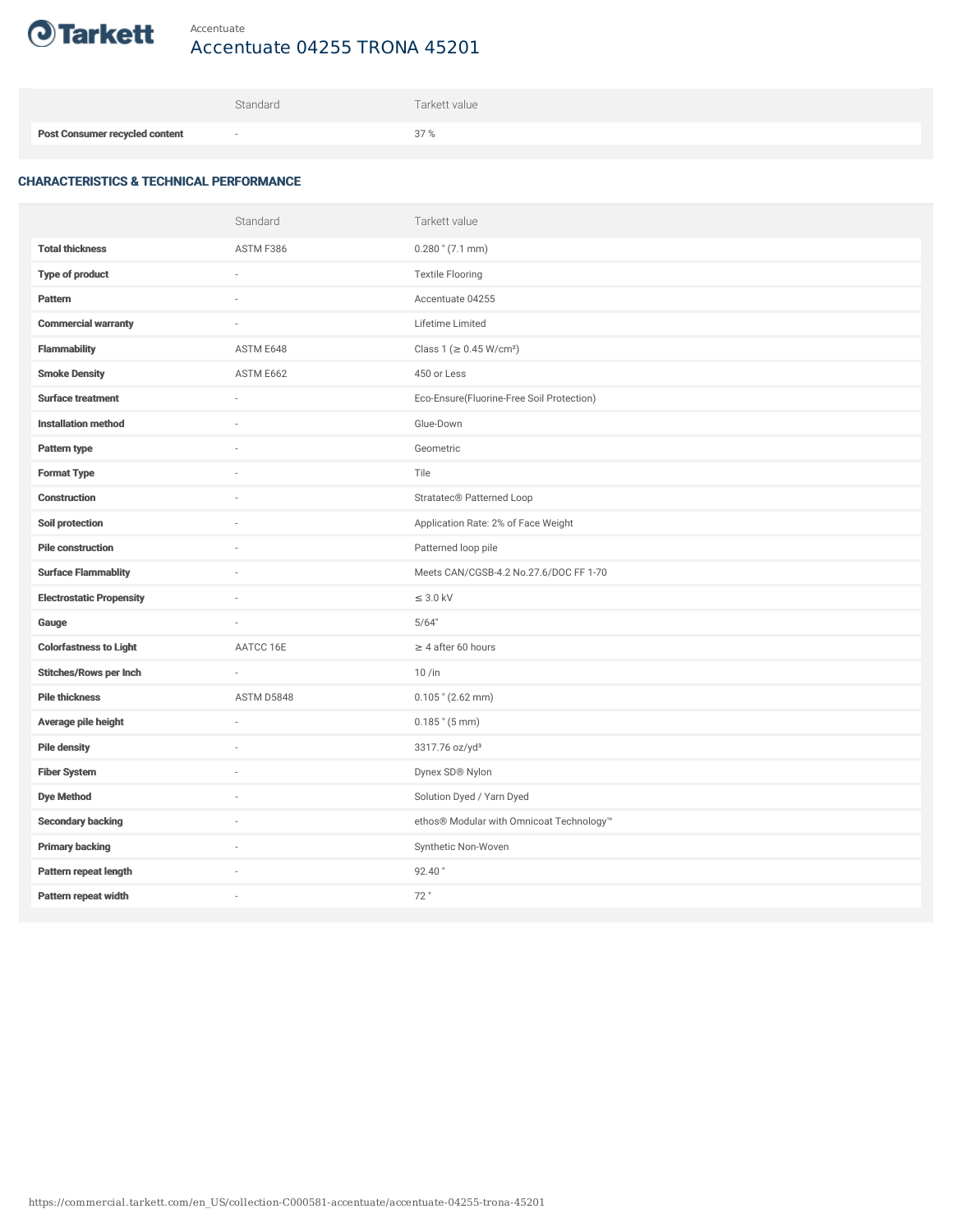Accentuate

# Accentuate 04255 TRONA 45201

| | Standard | Tarkett value |
|---|---|---|
| **Post Consumer recycled content** | - | 37 % |

## CHARACTERISTICS & TECHNICAL PERFORMANCE

| | Standard | Tarkett value |
|---|---|---|
| **Total thickness** | ASTM F386 | 0.280 " (7.1 mm) |
| **Type of product** | - | Textile Flooring |
| **Pattern** | - | Accentuate 04255 |
| **Commercial warranty** | - | Lifetime Limited |
| **Flammability** | ASTM E648 | Class 1 (≥ 0.45 W/cm²) |
| **Smoke Density** | ASTM E662 | 450 or Less |
| **Surface treatment** | - | Eco-Ensure(Fluorine-Free Soil Protection) |
| **Installation method** | - | Glue-Down |
| **Pattern type** | - | Geometric |
| **Format Type** | - | Tile |
| **Construction** | - | Stratatec® Patterned Loop |
| **Soil protection** | - | Application Rate: 2% of Face Weight |
| **Pile construction** | - | Patterned loop pile |
| **Surface Flammablity** | - | Meets CAN/CGSB-4.2 No.27.6/DOC FF 1-70 |
| **Electrostatic Propensity** | - | ≤ 3.0 kV |
| **Gauge** | - | 5/64" |
| **Colorfastness to Light** | AATCC 16E | ≥ 4 after 60 hours |
| **Stitches/Rows per Inch** | - | 10 /in |
| **Pile thickness** | ASTM D5848 | 0.105 " (2.62 mm) |
| **Average pile height** | - | 0.185 " (5 mm) |
| **Pile density** | - | 3317.76 oz/yd³ |
| **Fiber System** | - | Dynex SD® Nylon |
| **Dye Method** | - | Solution Dyed / Yarn Dyed |
| **Secondary backing** | - | ethos® Modular with Omnicoat Technology™ |
| **Primary backing** | - | Synthetic Non-Woven |
| **Pattern repeat length** | - | 92.40 " |
| **Pattern repeat width** | - | 72 " |